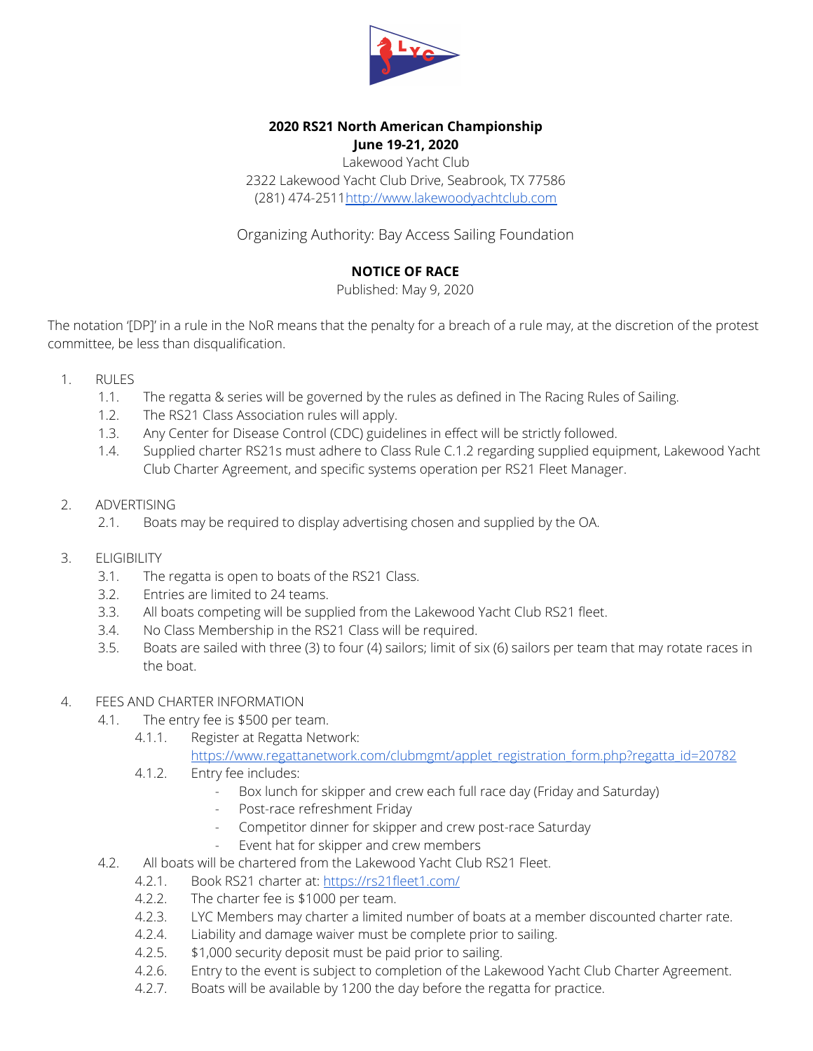**2020 RS21 North American Championship**
**June 19-21, 2020**

Lakewood Yacht Club
2322 Lakewood Yacht Club Drive, Seabrook, TX 77586
(281) 474-2511http://www.lakewoodyachtclub.com

Organizing Authority: Bay Access Sailing Foundation

**NOTICE OF RACE**

Published: May 9, 2020

The notation '[DP]' in a rule in the NoR means that the penalty for a breach of a rule may, at the discretion of the protest committee, be less than disqualification.

1. RULES
    1.1. The regatta & series will be governed by the rules as defined in The Racing Rules of Sailing.
    1.2. The RS21 Class Association rules will apply.
    1.3. Any Center for Disease Control (CDC) guidelines in effect will be strictly followed.
    1.4. Supplied charter RS21s must adhere to Class Rule C.1.2 regarding supplied equipment, Lakewood Yacht Club Charter Agreement, and specific systems operation per RS21 Fleet Manager.

2. ADVERTISING
    2.1. Boats may be required to display advertising chosen and supplied by the OA.

3. ELIGIBILITY
    3.1. The regatta is open to boats of the RS21 Class.
    3.2. Entries are limited to 24 teams.
    3.3. All boats competing will be supplied from the Lakewood Yacht Club RS21 fleet.
    3.4. No Class Membership in the RS21 Class will be required.
    3.5. Boats are sailed with three (3) to four (4) sailors; limit of six (6) sailors per team that may rotate races in the boat.

4. FEES AND CHARTER INFORMATION
    4.1. The entry fee is $500 per team.
        4.1.1. Register at Regatta Network: https://www.regattanetwork.com/clubmgmt/applet_registration_form.php?regatta_id=20782
        4.1.2. Entry fee includes:
            - Box lunch for skipper and crew each full race day (Friday and Saturday)
            - Post-race refreshment Friday
            - Competitor dinner for skipper and crew post-race Saturday
            - Event hat for skipper and crew members
    4.2. All boats will be chartered from the Lakewood Yacht Club RS21 Fleet.
        4.2.1. Book RS21 charter at: https://rs21fleet1.com/
        4.2.2. The charter fee is $1000 per team.
        4.2.3. LYC Members may charter a limited number of boats at a member discounted charter rate.
        4.2.4. Liability and damage waiver must be complete prior to sailing.
        4.2.5. $1,000 security deposit must be paid prior to sailing.
        4.2.6. Entry to the event is subject to completion of the Lakewood Yacht Club Charter Agreement.
        4.2.7. Boats will be available by 1200 the day before the regatta for practice.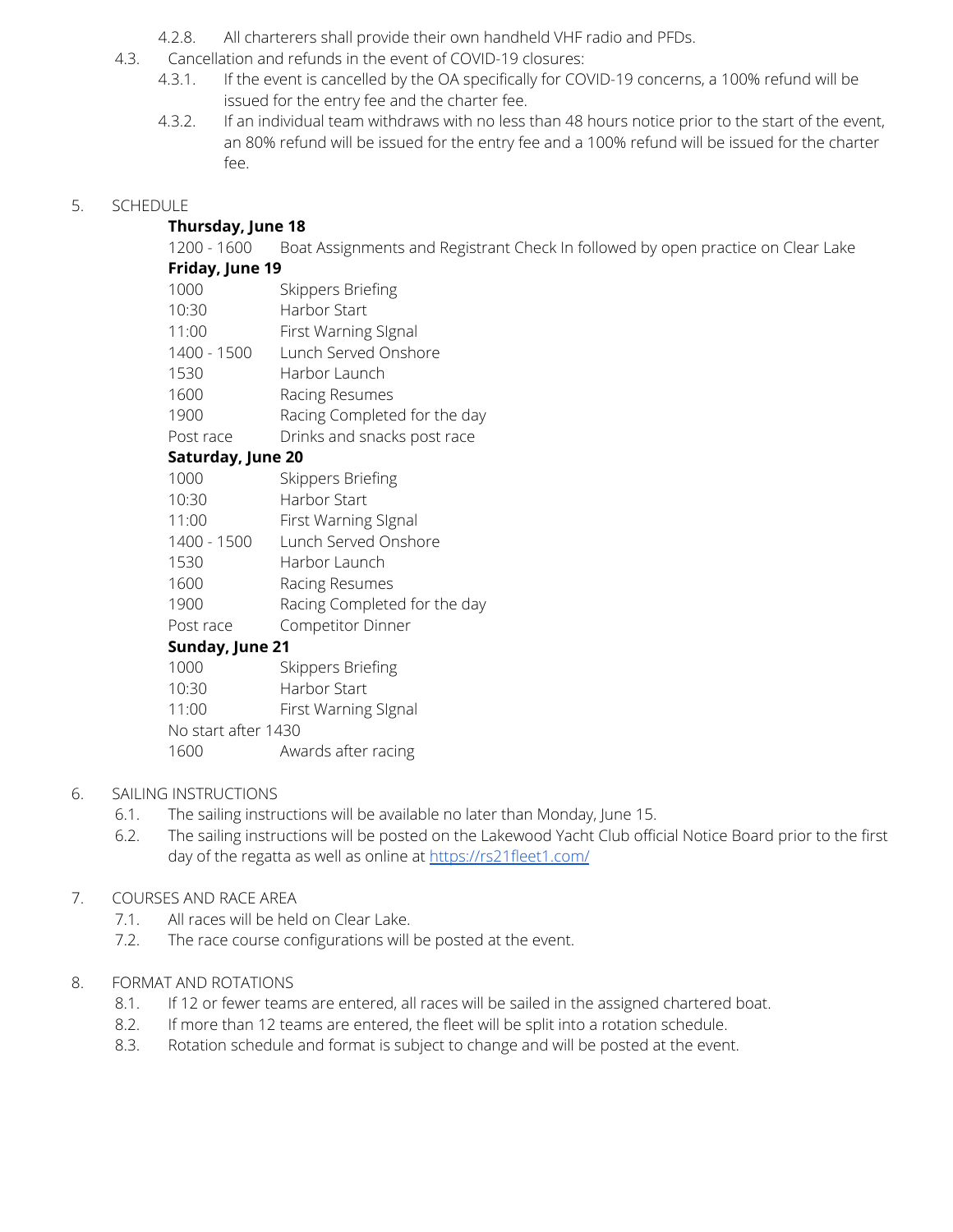4.2.8. All charterers shall provide their own handheld VHF radio and PFDs.

4.3. Cancellation and refunds in the event of COVID-19 closures:

4.3.1. If the event is cancelled by the OA specifically for COVID-19 concerns, a 100% refund will be issued for the entry fee and the charter fee.

4.3.2. If an individual team withdraws with no less than 48 hours notice prior to the start of the event, an 80% refund will be issued for the entry fee and a 100% refund will be issued for the charter fee.

## 5. SCHEDULE

**Thursday, June 18**

1200 - 1600 Boat Assignments and Registrant Check In followed by open practice on Clear Lake

**Friday, June 19**

| | |
|---|---|
| 1000 | Skippers Briefing |
| 10:30 | Harbor Start |
| 11:00 | First Warning SIgnal |
| 1400 - 1500 | Lunch Served Onshore |
| 1530 | Harbor Launch |
| 1600 | Racing Resumes |
| 1900 | Racing Completed for the day |
| Post race | Drinks and snacks post race |

**Saturday, June 20**

| | |
|---|---|
| 1000 | Skippers Briefing |
| 10:30 | Harbor Start |
| 11:00 | First Warning SIgnal |
| 1400 - 1500 | Lunch Served Onshore |
| 1530 | Harbor Launch |
| 1600 | Racing Resumes |
| 1900 | Racing Completed for the day |
| Post race | Competitor Dinner |

**Sunday, June 21**

| | |
|---|---|
| 1000 | Skippers Briefing |
| 10:30 | Harbor Start |
| 11:00 | First Warning SIgnal |
| No start after 1430 | |
| 1600 | Awards after racing |

## 6. SAILING INSTRUCTIONS

6.1. The sailing instructions will be available no later than Monday, June 15.

6.2. The sailing instructions will be posted on the Lakewood Yacht Club official Notice Board prior to the first day of the regatta as well as online at https://rs21fleet1.com/

## 7. COURSES AND RACE AREA

7.1. All races will be held on Clear Lake.

7.2. The race course configurations will be posted at the event.

## 8. FORMAT AND ROTATIONS

8.1. If 12 or fewer teams are entered, all races will be sailed in the assigned chartered boat.

8.2. If more than 12 teams are entered, the fleet will be split into a rotation schedule.

8.3. Rotation schedule and format is subject to change and will be posted at the event.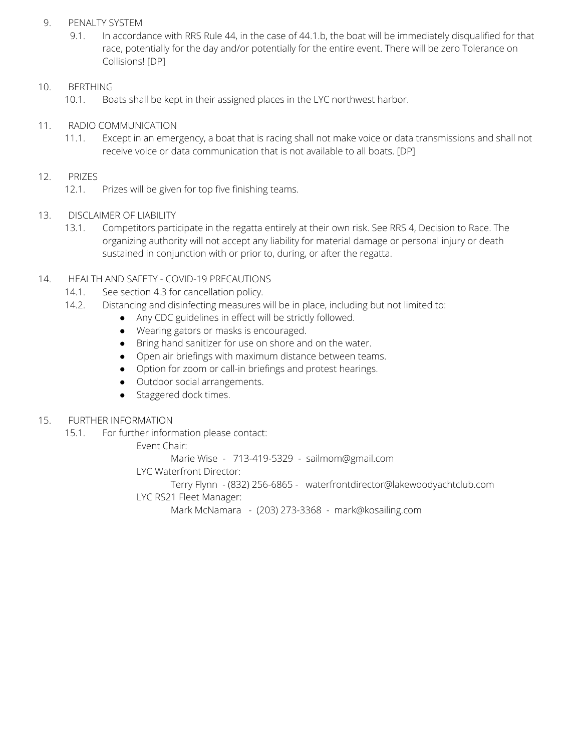9. PENALTY SYSTEM
    9.1. In accordance with RRS Rule 44, in the case of 44.1.b, the boat will be immediately disqualified for that race, potentially for the day and/or potentially for the entire event. There will be zero Tolerance on Collisions! [DP]

10. BERTHING
    10.1. Boats shall be kept in their assigned places in the LYC northwest harbor.

11. RADIO COMMUNICATION
    11.1. Except in an emergency, a boat that is racing shall not make voice or data transmissions and shall not receive voice or data communication that is not available to all boats. [DP]

12. PRIZES
    12.1. Prizes will be given for top five finishing teams.

13. DISCLAIMER OF LIABILITY
    13.1. Competitors participate in the regatta entirely at their own risk. See RRS 4, Decision to Race. The organizing authority will not accept any liability for material damage or personal injury or death sustained in conjunction with or prior to, during, or after the regatta.

14. HEALTH AND SAFETY - COVID-19 PRECAUTIONS
    14.1. See section 4.3 for cancellation policy.
    14.2. Distancing and disinfecting measures will be in place, including but not limited to:
        - Any CDC guidelines in effect will be strictly followed.
        - Wearing gators or masks is encouraged.
        - Bring hand sanitizer for use on shore and on the water.
        - Open air briefings with maximum distance between teams.
        - Option for zoom or call-in briefings and protest hearings.
        - Outdoor social arrangements.
        - Staggered dock times.

15. FURTHER INFORMATION
    15.1. For further information please contact:

    Event Chair:

    Marie Wise - 713-419-5329 - sailmom@gmail.com

    LYC Waterfront Director:

    Terry Flynn - (832) 256-6865 - waterfrontdirector@lakewoodyachtclub.com

    LYC RS21 Fleet Manager:

    Mark McNamara - (203) 273-3368 - mark@kosailing.com